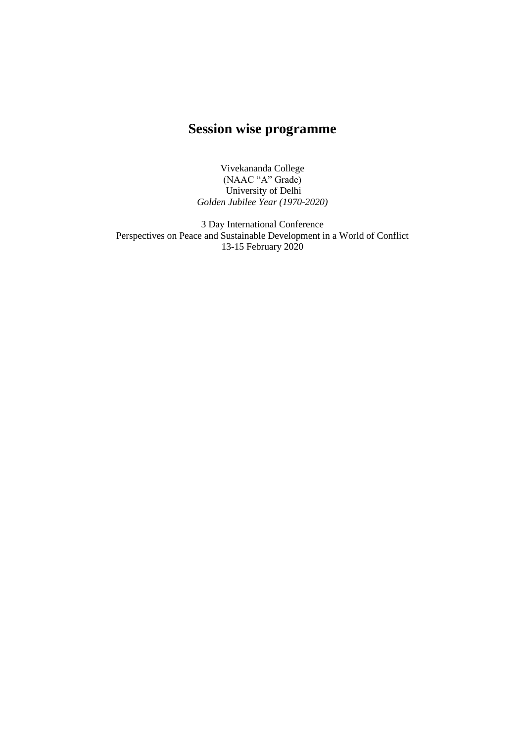# Session wise programme

Vivekananda College
(NAAC "A" Grade)
University of Delhi
*Golden Jubilee Year (1970-2020)*

3 Day International Conference
Perspectives on Peace and Sustainable Development in a World of Conflict
13-15 February 2020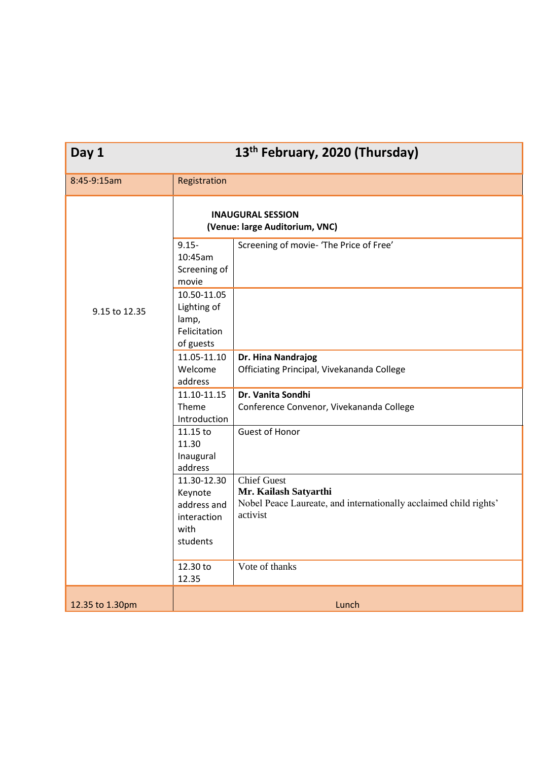| Day 1 | 13th February, 2020 (Thursday) | |
|---|---|---|
| 8:45-9:15am | Registration | |
| 9.15 to 12.35 | **INAUGURAL SESSION (Venue: large Auditorium, VNC)** | |
| | 9.15-10:45am Screening of movie | Screening of movie- 'The Price of Free' |
| | 10.50-11.05 Lighting of lamp, Felicitation of guests | |
| | 11.05-11.10 Welcome address | **Dr. Hina Nandrajog** Officiating Principal, Vivekananda College |
| | 11.10-11.15 Theme Introduction | **Dr. Vanita Sondhi** Conference Convenor, Vivekananda College |
| | 11.15 to 11.30 Inaugural address | Guest of Honor |
| | 11.30-12.30 Keynote address and interaction with students | Chief Guest **Mr. Kailash Satyarthi** Nobel Peace Laureate, and internationally acclaimed child rights' activist |
| | 12.30 to 12.35 | Vote of thanks |
| 12.35 to 1.30pm | Lunch | |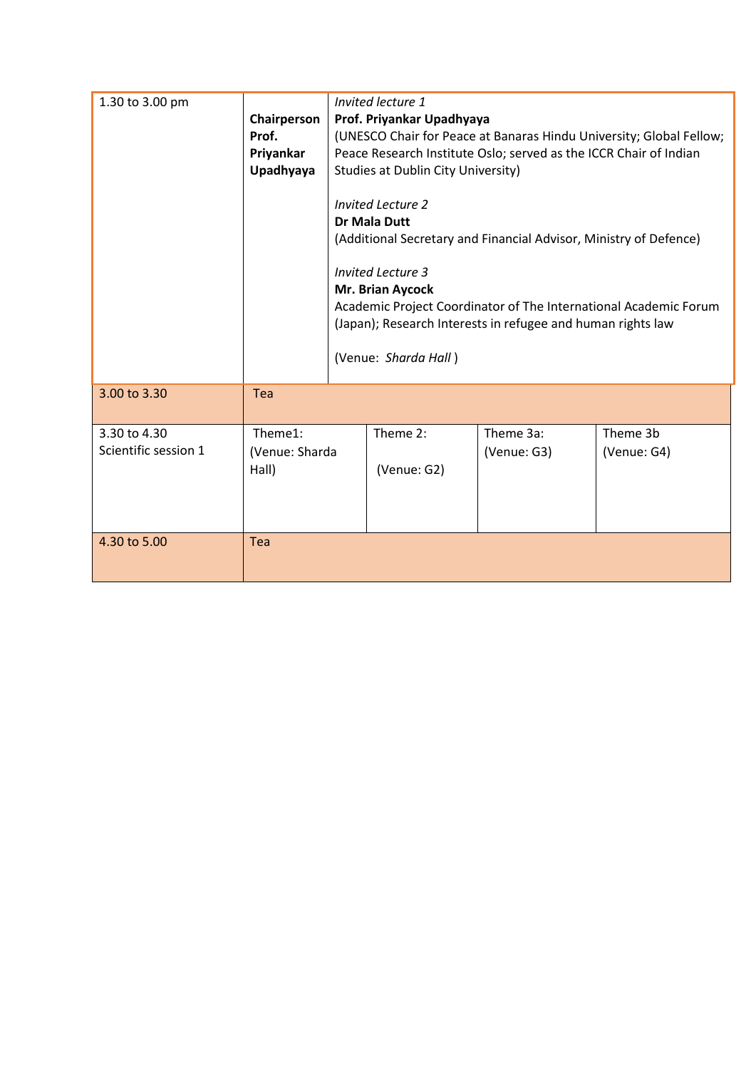| | | | | | |
|---|---|---|---|---|---|
| 1.30 to 3.00 pm | **Chairperson Prof. Priyankar Upadhyaya** | *Invited lecture 1*<br>**Prof. Priyankar Upadhyaya**<br>(UNESCO Chair for Peace at Banaras Hindu University; Global Fellow; Peace Research Institute Oslo; served as the ICCR Chair of Indian Studies at Dublin City University)<br><br>*Invited Lecture 2*<br>**Dr Mala Dutt**<br>(Additional Secretary and Financial Advisor, Ministry of Defence)<br><br>*Invited Lecture 3*<br>**Mr. Brian Aycock**<br>Academic Project Coordinator of The International Academic Forum (Japan); Research Interests in refugee and human rights law<br><br>(Venue: *Sharda Hall* ) | | | |
| 3.00 to 3.30 | Tea | | | | |
| 3.30 to 4.30<br>Scientific session 1 | Theme1:<br>(Venue: Sharda Hall) | | Theme 2:<br><br>(Venue: G2) | Theme 3a:<br>(Venue: G3) | Theme 3b<br>(Venue: G4) |
| 4.30 to 5.00 | Tea | | | | |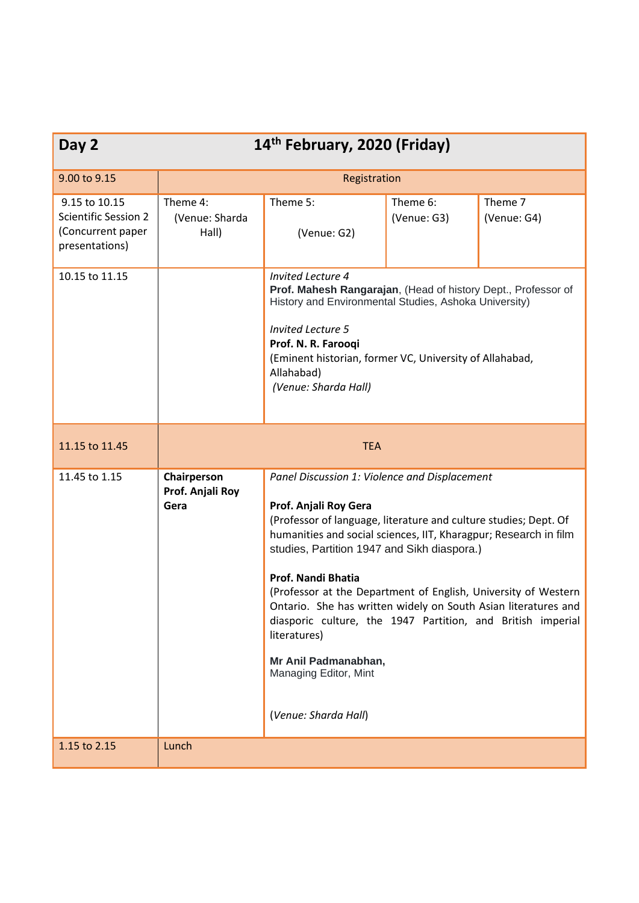| Day 2 | 14th February, 2020 (Friday) | | | |
|---|---|---|---|---|
| 9.00 to 9.15 | Registration | | | |
| 9.15 to 10.15 Scientific Session 2 (Concurrent paper presentations) | Theme 4: (Venue: Sharda Hall) | Theme 5: (Venue: G2) | Theme 6: (Venue: G3) | Theme 7 (Venue: G4) |
| 10.15 to 11.15 | | *Invited Lecture 4* **Prof. Mahesh Rangarajan**, (Head of history Dept., Professor of History and Environmental Studies, Ashoka University) *Invited Lecture 5* **Prof. N. R. Farooqi** (Eminent historian, former VC, University of Allahabad, Allahabad) *(Venue: Sharda Hall)* | | |
| 11.15 to 11.45 | TEA | | | |
| 11.45 to 1.15 | **Chairperson Prof. Anjali Roy Gera** | *Panel Discussion 1: Violence and Displacement* **Prof. Anjali Roy Gera** (Professor of language, literature and culture studies; Dept. Of humanities and social sciences, IIT, Kharagpur; Research in film studies, Partition 1947 and Sikh diaspora.) **Prof. Nandi Bhatia** (Professor at the Department of English, University of Western Ontario. She has written widely on South Asian literatures and diasporic culture, the 1947 Partition, and British imperial literatures) **Mr Anil Padmanabhan,** Managing Editor, Mint (*Venue: Sharda Hall*) | | |
| 1.15 to 2.15 | Lunch | | | |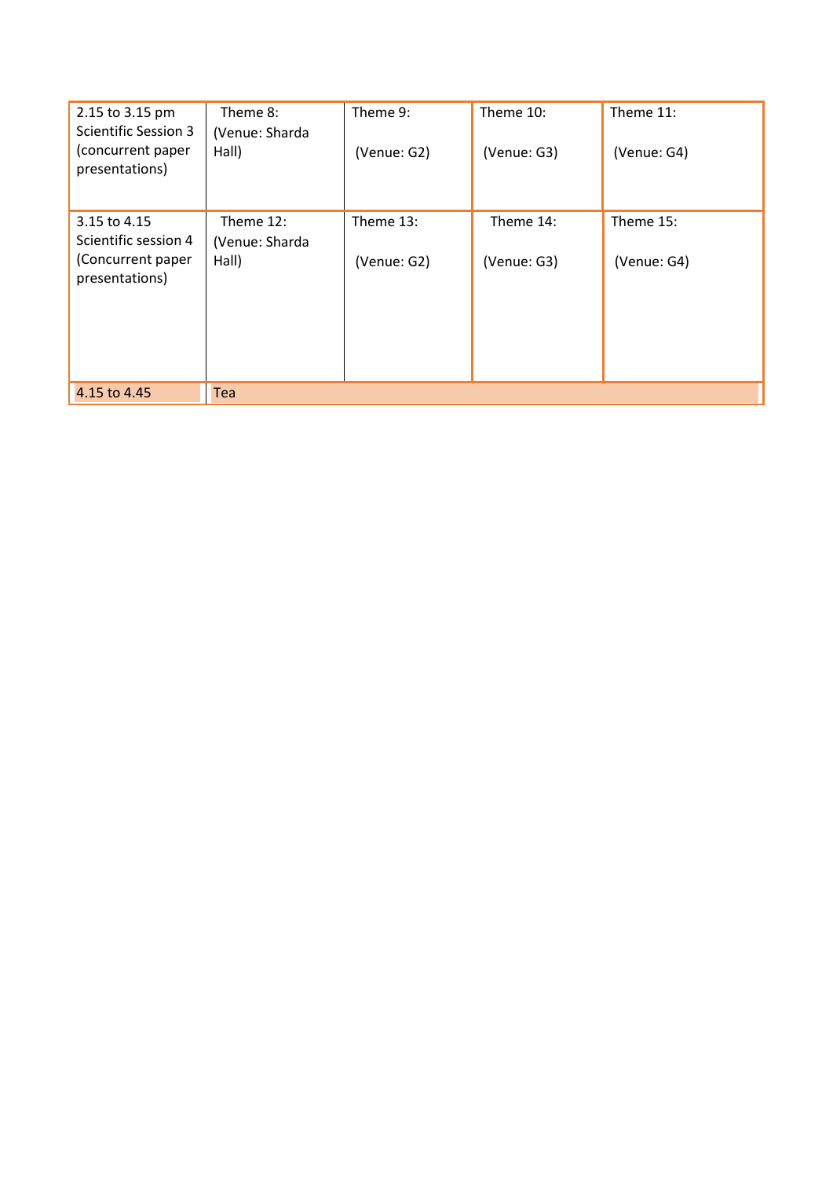| | | | | |
|---|---|---|---|---|
| 2.15 to 3.15 pm Scientific Session 3 (concurrent paper presentations) | Theme 8: (Venue: Sharda Hall) | Theme 9: (Venue: G2) | Theme 10: (Venue: G3) | Theme 11: (Venue: G4) |
| 3.15 to 4.15 Scientific session 4 (Concurrent paper presentations) | Theme 12: (Venue: Sharda Hall) | Theme 13: (Venue: G2) | Theme 14: (Venue: G3) | Theme 15: (Venue: G4) |
| 4.15 to 4.45 | Tea | | | |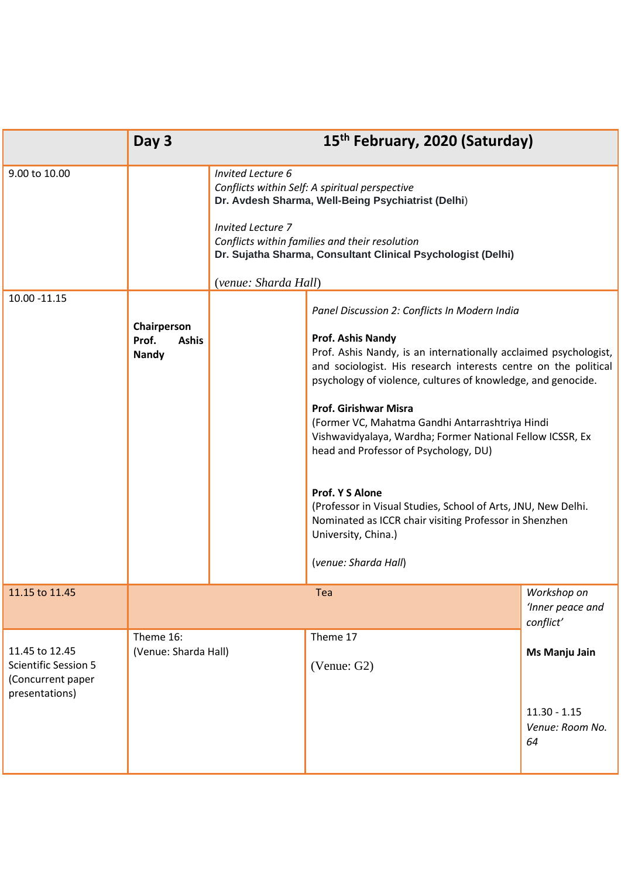| | Day 3 | 15th February, 2020 (Saturday) | | |
|---|---|---|---|---|
| 9.00 to 10.00 | | *Invited Lecture 6*<br>*Conflicts within Self: A spiritual perspective*<br>**Dr. Avdesh Sharma, Well-Being Psychiatrist (Delhi)**<br><br>*Invited Lecture 7*<br>*Conflicts within families and their resolution*<br>**Dr. Sujatha Sharma, Consultant Clinical Psychologist (Delhi)**<br><br>(*venue: Sharda Hall*) | | |
| 10.00 -11.15 | **Chairperson**<br>**Prof. Ashis Nandy** | | *Panel Discussion 2: Conflicts In Modern India*<br><br>**Prof. Ashis Nandy**<br>Prof. Ashis Nandy, is an internationally acclaimed psychologist, and sociologist. His research interests centre on the political psychology of violence, cultures of knowledge, and genocide.<br><br>**Prof. Girishwar Misra**<br>(Former VC, Mahatma Gandhi Antarrashtriya Hindi Vishwavidyalaya, Wardha; Former National Fellow ICSSR, Ex head and Professor of Psychology, DU)<br><br>**Prof. Y S Alone**<br>(Professor in Visual Studies, School of Arts, JNU, New Delhi. Nominated as ICCR chair visiting Professor in Shenzhen University, China.)<br><br>(*venue: Sharda Hall*) | |
| 11.15 to 11.45 | Tea | | | *Workshop on 'Inner peace and conflict'*<br><br>**Ms Manju Jain**<br><br>11.30 - 1.15<br>*Venue: Room No. 64* |
| 11.45 to 12.45<br>Scientific Session 5<br>(Concurrent paper presentations) | Theme 16:<br>(Venue: Sharda Hall) | | Theme 17<br><br>(Venue: G2) | |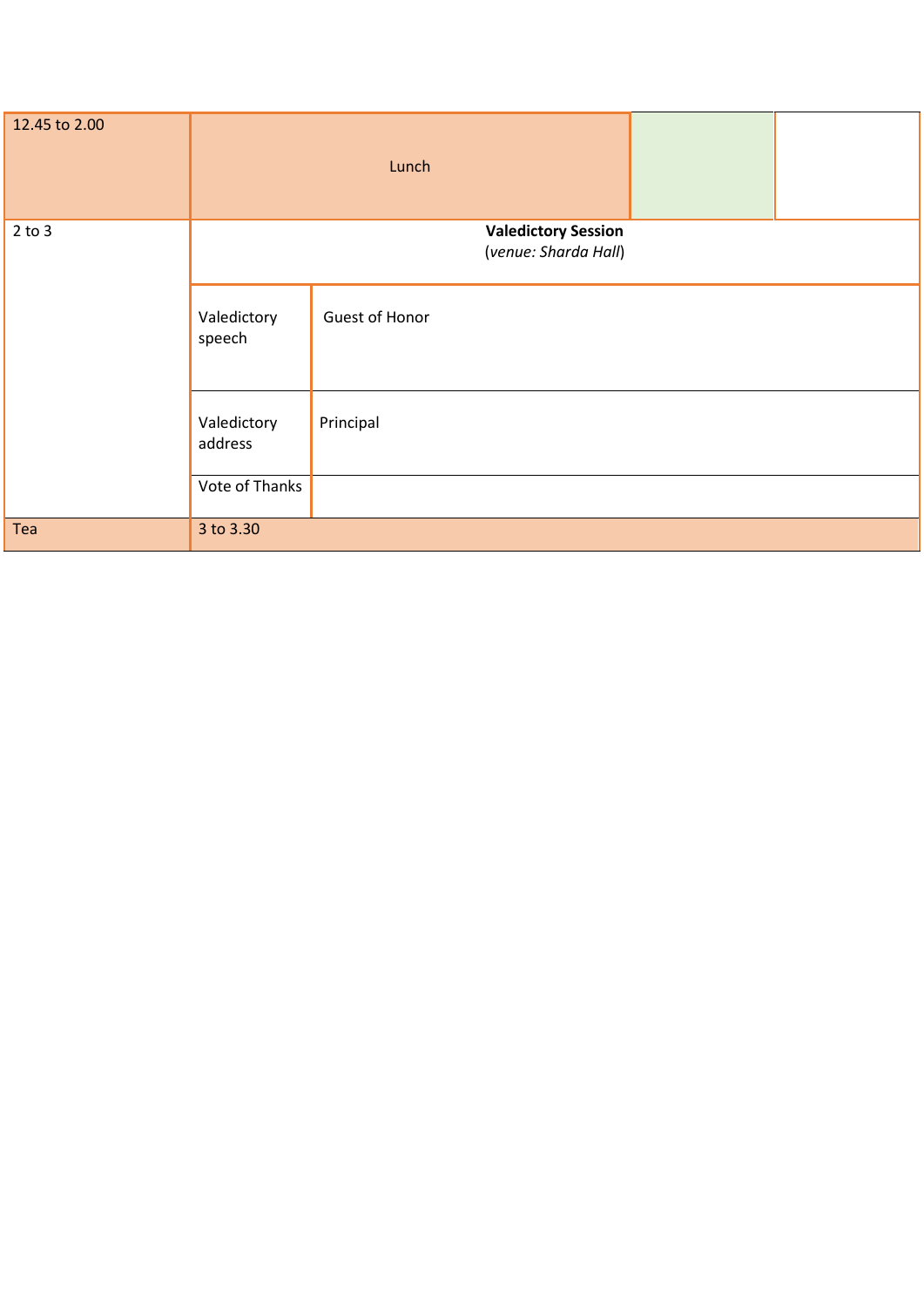| | | | | |
|---|---|---|---|---|
| 12.45 to 2.00 | Lunch | | | |
| 2 to 3 | **Valedictory Session** (*venue: Sharda Hall*) | | | |
| | Valedictory speech | Guest of Honor | | |
| | Valedictory address | Principal | | |
| | Vote of Thanks | | | |
| Tea | 3 to 3.30 | | | |